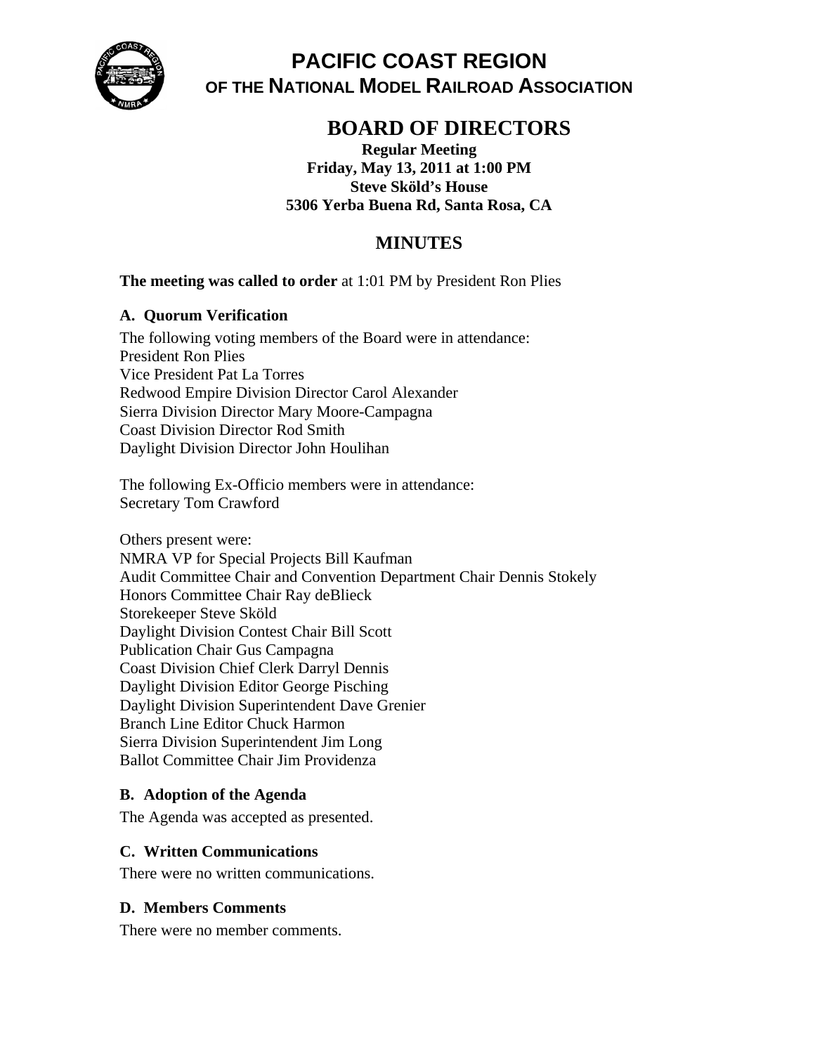# PACIFIC COAST REGION
## OF THE NATIONAL MODEL RAILROAD ASSOCIATION

## BOARD OF DIRECTORS

**Regular Meeting**
**Friday, May 13, 2011 at 1:00 PM**
**Steve Sköld's House**
**5306 Yerba Buena Rd, Santa Rosa, CA**

## MINUTES

**The meeting was called to order** at 1:01 PM by President Ron Plies

### A. Quorum Verification

The following voting members of the Board were in attendance:
President Ron Plies
Vice President Pat La Torres
Redwood Empire Division Director Carol Alexander
Sierra Division Director Mary Moore-Campagna
Coast Division Director Rod Smith
Daylight Division Director John Houlihan

The following Ex-Officio members were in attendance:
Secretary Tom Crawford

Others present were:
NMRA VP for Special Projects Bill Kaufman
Audit Committee Chair and Convention Department Chair Dennis Stokely
Honors Committee Chair Ray deBlieck
Storekeeper Steve Sköld
Daylight Division Contest Chair Bill Scott
Publication Chair Gus Campagna
Coast Division Chief Clerk Darryl Dennis
Daylight Division Editor George Pisching
Daylight Division Superintendent Dave Grenier
Branch Line Editor Chuck Harmon
Sierra Division Superintendent Jim Long
Ballot Committee Chair Jim Providenza

### B. Adoption of the Agenda

The Agenda was accepted as presented.

### C. Written Communications

There were no written communications.

### D. Members Comments

There were no member comments.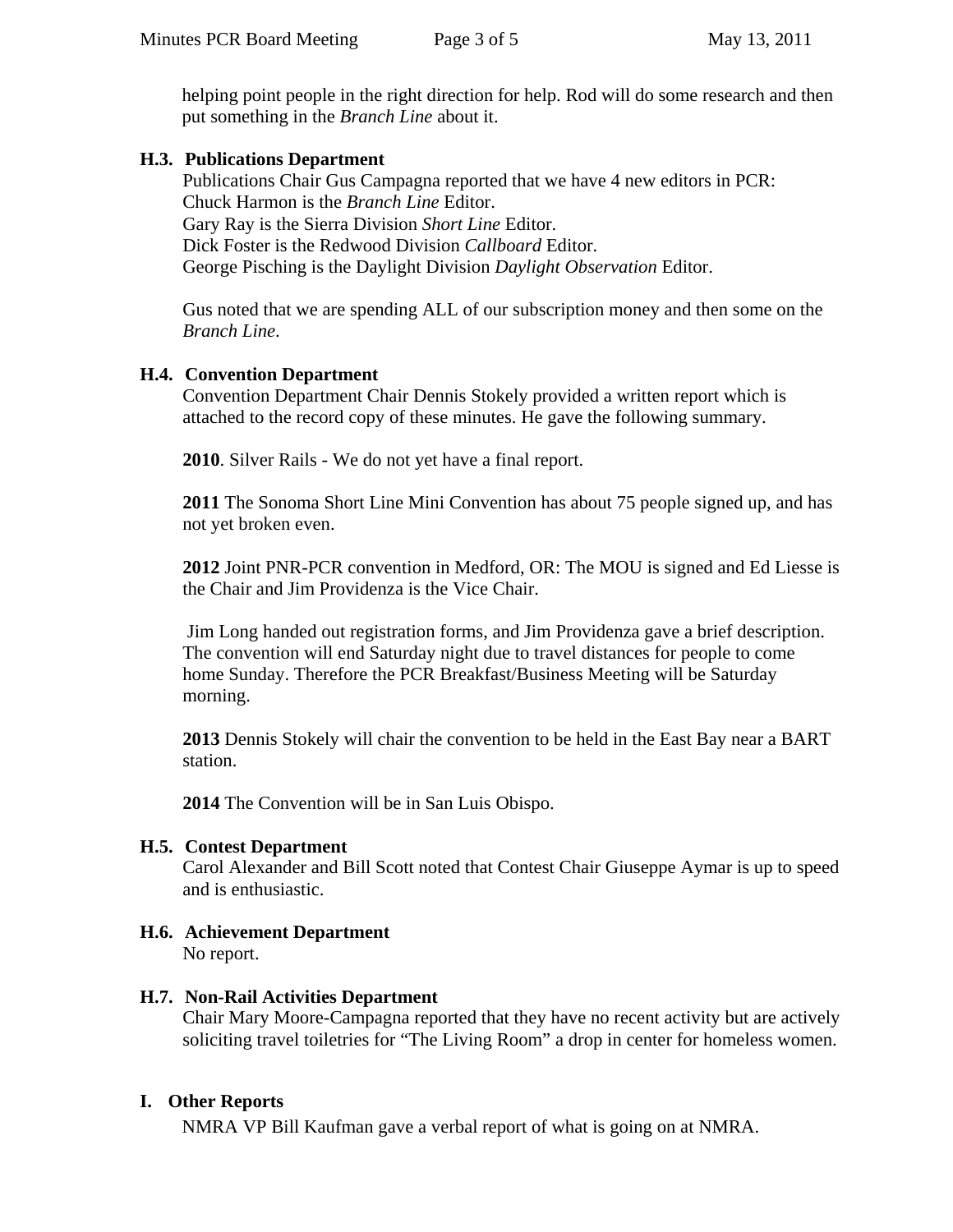helping point people in the right direction for help. Rod will do some research and then put something in the *Branch Line* about it.

### H.3. Publications Department

Publications Chair Gus Campagna reported that we have 4 new editors in PCR:
Chuck Harmon is the *Branch Line* Editor.
Gary Ray is the Sierra Division *Short Line* Editor.
Dick Foster is the Redwood Division *Callboard* Editor.
George Pisching is the Daylight Division *Daylight Observation* Editor.

Gus noted that we are spending ALL of our subscription money and then some on the *Branch Line*.

### H.4. Convention Department

Convention Department Chair Dennis Stokely provided a written report which is attached to the record copy of these minutes. He gave the following summary.

**2010**. Silver Rails - We do not yet have a final report.

**2011** The Sonoma Short Line Mini Convention has about 75 people signed up, and has not yet broken even.

**2012** Joint PNR-PCR convention in Medford, OR: The MOU is signed and Ed Liesse is the Chair and Jim Providenza is the Vice Chair.

Jim Long handed out registration forms, and Jim Providenza gave a brief description. The convention will end Saturday night due to travel distances for people to come home Sunday. Therefore the PCR Breakfast/Business Meeting will be Saturday morning.

**2013** Dennis Stokely will chair the convention to be held in the East Bay near a BART station.

**2014** The Convention will be in San Luis Obispo.

### H.5. Contest Department

Carol Alexander and Bill Scott noted that Contest Chair Giuseppe Aymar is up to speed and is enthusiastic.

### H.6. Achievement Department

No report.

### H.7. Non-Rail Activities Department

Chair Mary Moore-Campagna reported that they have no recent activity but are actively soliciting travel toiletries for "The Living Room" a drop in center for homeless women.

## I. Other Reports

NMRA VP Bill Kaufman gave a verbal report of what is going on at NMRA.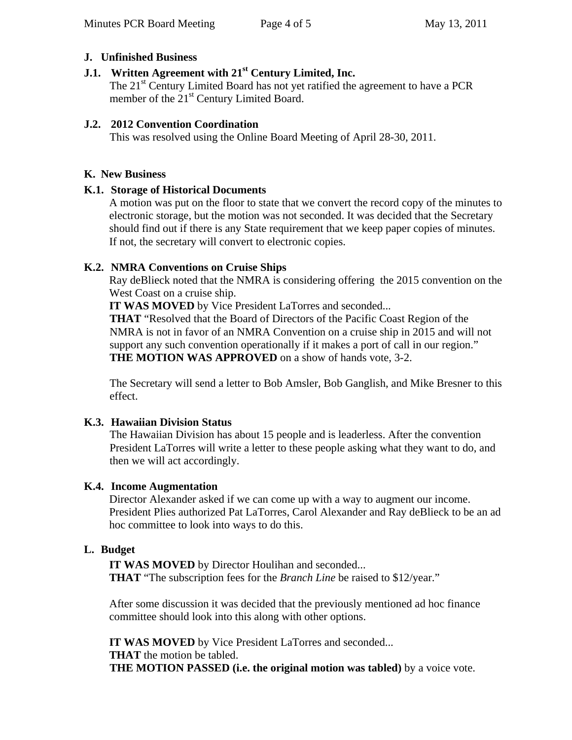## J. Unfinished Business

### J.1. Written Agreement with 21st Century Limited, Inc.

The 21st Century Limited Board has not yet ratified the agreement to have a PCR member of the 21st Century Limited Board.

### J.2. 2012 Convention Coordination

This was resolved using the Online Board Meeting of April 28-30, 2011.

## K. New Business

### K.1. Storage of Historical Documents

A motion was put on the floor to state that we convert the record copy of the minutes to electronic storage, but the motion was not seconded. It was decided that the Secretary should find out if there is any State requirement that we keep paper copies of minutes. If not, the secretary will convert to electronic copies.

### K.2. NMRA Conventions on Cruise Ships

Ray deBlieck noted that the NMRA is considering offering the 2015 convention on the West Coast on a cruise ship.

**IT WAS MOVED** by Vice President LaTorres and seconded...
**THAT** "Resolved that the Board of Directors of the Pacific Coast Region of the NMRA is not in favor of an NMRA Convention on a cruise ship in 2015 and will not support any such convention operationally if it makes a port of call in our region."
**THE MOTION WAS APPROVED** on a show of hands vote, 3-2.

The Secretary will send a letter to Bob Amsler, Bob Ganglish, and Mike Bresner to this effect.

### K.3. Hawaiian Division Status

The Hawaiian Division has about 15 people and is leaderless. After the convention President LaTorres will write a letter to these people asking what they want to do, and then we will act accordingly.

### K.4. Income Augmentation

Director Alexander asked if we can come up with a way to augment our income. President Plies authorized Pat LaTorres, Carol Alexander and Ray deBlieck to be an ad hoc committee to look into ways to do this.

## L. Budget

**IT WAS MOVED** by Director Houlihan and seconded...
**THAT** "The subscription fees for the *Branch Line* be raised to $12/year."

After some discussion it was decided that the previously mentioned ad hoc finance committee should look into this along with other options.

**IT WAS MOVED** by Vice President LaTorres and seconded...
**THAT** the motion be tabled.
**THE MOTION PASSED (i.e. the original motion was tabled)** by a voice vote.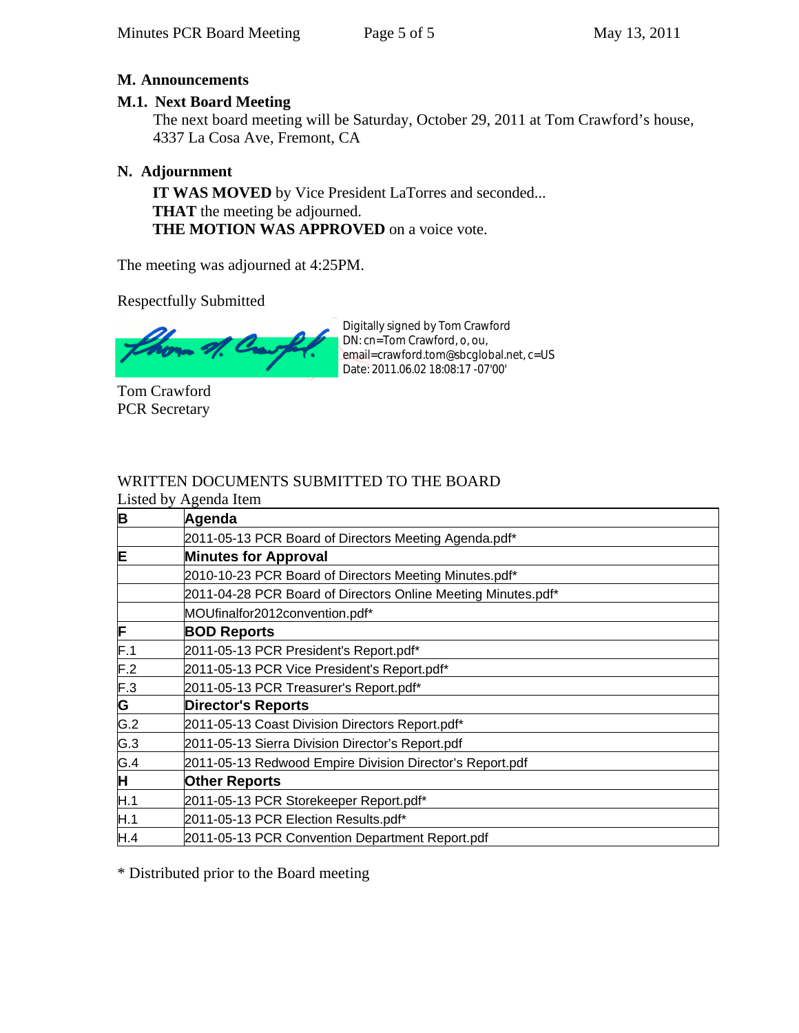## M. Announcements

### M.1. Next Board Meeting

The next board meeting will be Saturday, October 29, 2011 at Tom Crawford's house, 4337 La Cosa Ave, Fremont, CA

## N. Adjournment

**IT WAS MOVED** by Vice President LaTorres and seconded...
**THAT** the meeting be adjourned.
**THE MOTION WAS APPROVED** on a voice vote.

The meeting was adjourned at 4:25PM.

Respectfully Submitted

Digitally signed by Tom Crawford
DN: cn=Tom Crawford, o, ou, email=crawford.tom@sbcglobal.net, c=US
Date: 2011.06.02 18:08:17 -07'00'

Tom Crawford
PCR Secretary

WRITTEN DOCUMENTS SUBMITTED TO THE BOARD
Listed by Agenda Item

| **B** | **Agenda** |
|---|---|
| | 2011-05-13 PCR Board of Directors Meeting Agenda.pdf* |
| **E** | **Minutes for Approval** |
| | 2010-10-23 PCR Board of Directors Meeting Minutes.pdf* |
| | 2011-04-28 PCR Board of Directors Online Meeting Minutes.pdf* |
| | MOUfinalfor2012convention.pdf* |
| **F** | **BOD Reports** |
| F.1 | 2011-05-13 PCR President's Report.pdf* |
| F.2 | 2011-05-13 PCR Vice President's Report.pdf* |
| F.3 | 2011-05-13 PCR Treasurer's Report.pdf* |
| **G** | **Director's Reports** |
| G.2 | 2011-05-13 Coast Division Directors Report.pdf* |
| G.3 | 2011-05-13 Sierra Division Director's Report.pdf |
| G.4 | 2011-05-13 Redwood Empire Division Director's Report.pdf |
| **H** | **Other Reports** |
| H.1 | 2011-05-13 PCR Storekeeper Report.pdf* |
| H.1 | 2011-05-13 PCR Election Results.pdf* |
| H.4 | 2011-05-13 PCR Convention Department Report.pdf |

* Distributed prior to the Board meeting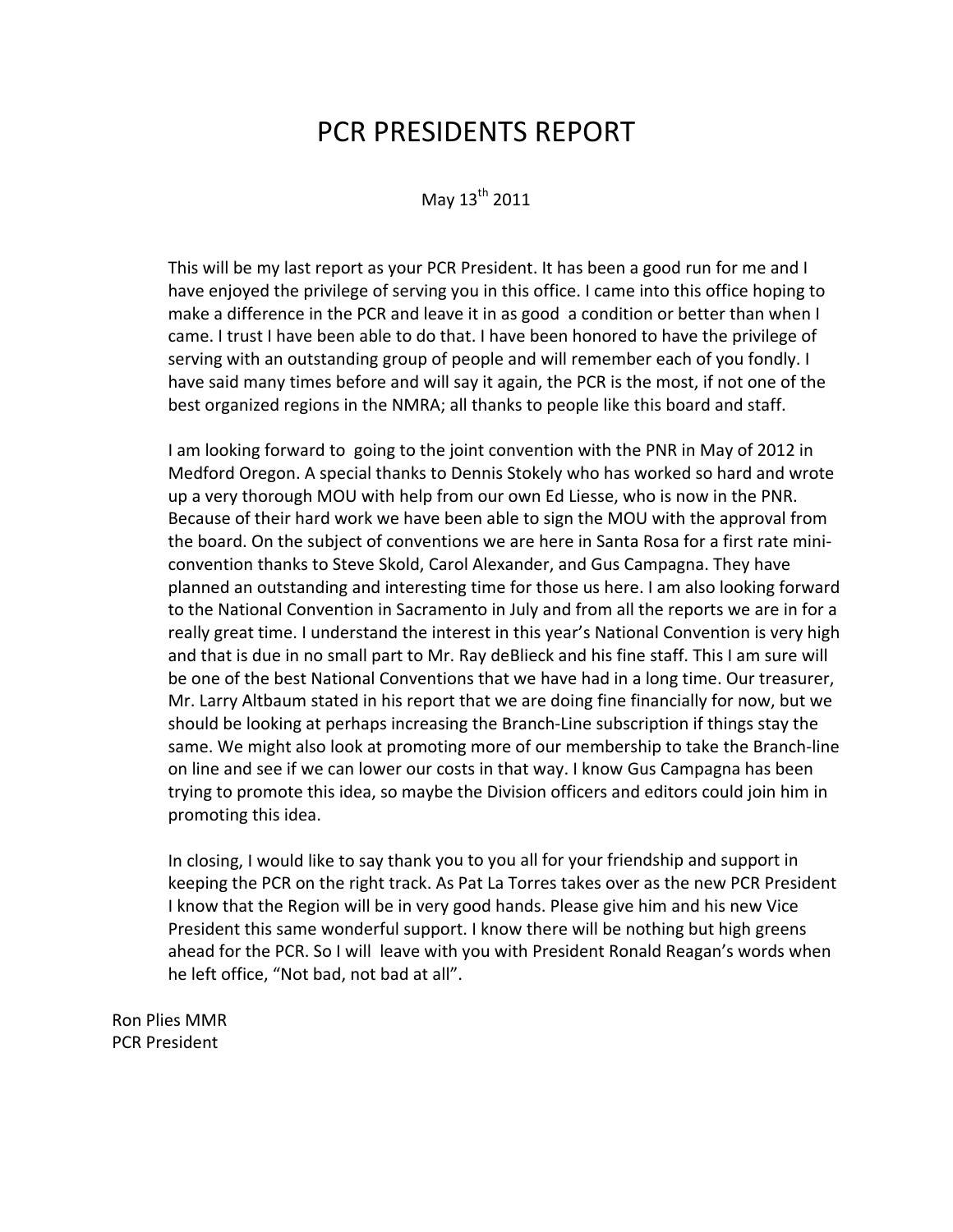# PCR PRESIDENTS REPORT

May 13th 2011

This will be my last report as your PCR President. It has been a good run for me and I have enjoyed the privilege of serving you in this office. I came into this office hoping to make a difference in the PCR and leave it in as good a condition or better than when I came. I trust I have been able to do that. I have been honored to have the privilege of serving with an outstanding group of people and will remember each of you fondly. I have said many times before and will say it again, the PCR is the most, if not one of the best organized regions in the NMRA; all thanks to people like this board and staff.

I am looking forward to going to the joint convention with the PNR in May of 2012 in Medford Oregon. A special thanks to Dennis Stokely who has worked so hard and wrote up a very thorough MOU with help from our own Ed Liesse, who is now in the PNR. Because of their hard work we have been able to sign the MOU with the approval from the board. On the subject of conventions we are here in Santa Rosa for a first rate mini-convention thanks to Steve Skold, Carol Alexander, and Gus Campagna. They have planned an outstanding and interesting time for those us here. I am also looking forward to the National Convention in Sacramento in July and from all the reports we are in for a really great time. I understand the interest in this year's National Convention is very high and that is due in no small part to Mr. Ray deBlieck and his fine staff. This I am sure will be one of the best National Conventions that we have had in a long time. Our treasurer, Mr. Larry Altbaum stated in his report that we are doing fine financially for now, but we should be looking at perhaps increasing the Branch-Line subscription if things stay the same. We might also look at promoting more of our membership to take the Branch-line on line and see if we can lower our costs in that way. I know Gus Campagna has been trying to promote this idea, so maybe the Division officers and editors could join him in promoting this idea.

In closing, I would like to say thank you to you all for your friendship and support in keeping the PCR on the right track. As Pat La Torres takes over as the new PCR President I know that the Region will be in very good hands. Please give him and his new Vice President this same wonderful support. I know there will be nothing but high greens ahead for the PCR. So I will leave with you with President Ronald Reagan's words when he left office, "Not bad, not bad at all".

Ron Plies MMR
PCR President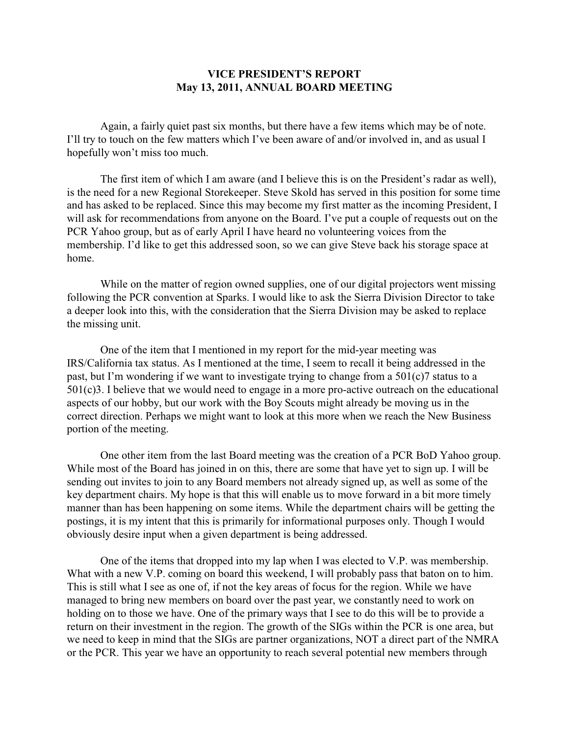# VICE PRESIDENT'S REPORT
## May 13, 2011, ANNUAL BOARD MEETING

Again, a fairly quiet past six months, but there have a few items which may be of note. I'll try to touch on the few matters which I've been aware of and/or involved in, and as usual I hopefully won't miss too much.

The first item of which I am aware (and I believe this is on the President's radar as well), is the need for a new Regional Storekeeper. Steve Skold has served in this position for some time and has asked to be replaced. Since this may become my first matter as the incoming President, I will ask for recommendations from anyone on the Board. I've put a couple of requests out on the PCR Yahoo group, but as of early April I have heard no volunteering voices from the membership. I'd like to get this addressed soon, so we can give Steve back his storage space at home.

While on the matter of region owned supplies, one of our digital projectors went missing following the PCR convention at Sparks. I would like to ask the Sierra Division Director to take a deeper look into this, with the consideration that the Sierra Division may be asked to replace the missing unit.

One of the item that I mentioned in my report for the mid-year meeting was IRS/California tax status. As I mentioned at the time, I seem to recall it being addressed in the past, but I'm wondering if we want to investigate trying to change from a 501(c)7 status to a 501(c)3. I believe that we would need to engage in a more pro-active outreach on the educational aspects of our hobby, but our work with the Boy Scouts might already be moving us in the correct direction. Perhaps we might want to look at this more when we reach the New Business portion of the meeting.

One other item from the last Board meeting was the creation of a PCR BoD Yahoo group. While most of the Board has joined in on this, there are some that have yet to sign up. I will be sending out invites to join to any Board members not already signed up, as well as some of the key department chairs. My hope is that this will enable us to move forward in a bit more timely manner than has been happening on some items. While the department chairs will be getting the postings, it is my intent that this is primarily for informational purposes only. Though I would obviously desire input when a given department is being addressed.

One of the items that dropped into my lap when I was elected to V.P. was membership. What with a new V.P. coming on board this weekend, I will probably pass that baton on to him. This is still what I see as one of, if not the key areas of focus for the region. While we have managed to bring new members on board over the past year, we constantly need to work on holding on to those we have. One of the primary ways that I see to do this will be to provide a return on their investment in the region. The growth of the SIGs within the PCR is one area, but we need to keep in mind that the SIGs are partner organizations, NOT a direct part of the NMRA or the PCR. This year we have an opportunity to reach several potential new members through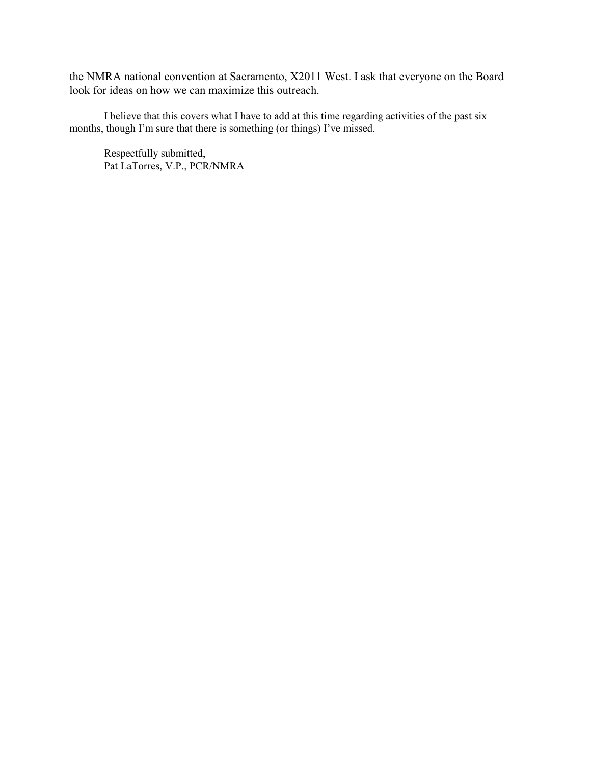the NMRA national convention at Sacramento, X2011 West. I ask that everyone on the Board look for ideas on how we can maximize this outreach.

I believe that this covers what I have to add at this time regarding activities of the past six months, though I'm sure that there is something (or things) I've missed.

Respectfully submitted,
Pat LaTorres, V.P., PCR/NMRA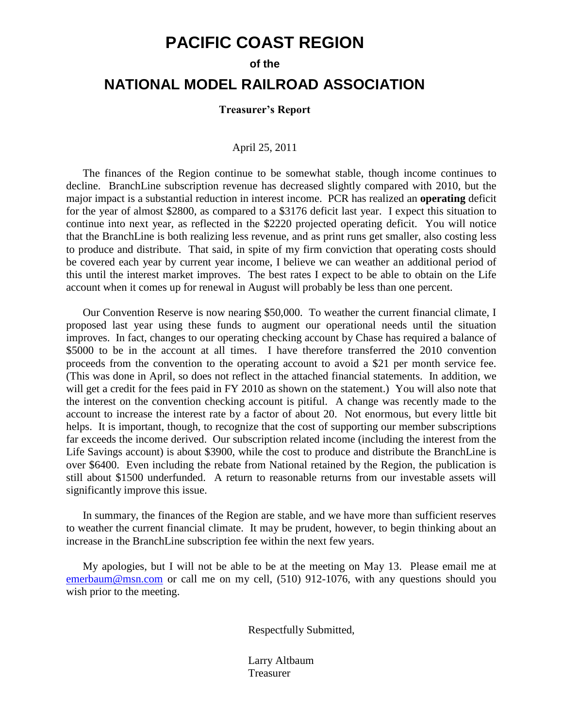# PACIFIC COAST REGION

**of the**

# NATIONAL MODEL RAILROAD ASSOCIATION

**Treasurer's Report**

April 25, 2011

The finances of the Region continue to be somewhat stable, though income continues to decline. BranchLine subscription revenue has decreased slightly compared with 2010, but the major impact is a substantial reduction in interest income. PCR has realized an **operating** deficit for the year of almost $2800, as compared to a $3176 deficit last year. I expect this situation to continue into next year, as reflected in the $2220 projected operating deficit. You will notice that the BranchLine is both realizing less revenue, and as print runs get smaller, also costing less to produce and distribute. That said, in spite of my firm conviction that operating costs should be covered each year by current year income, I believe we can weather an additional period of this until the interest market improves. The best rates I expect to be able to obtain on the Life account when it comes up for renewal in August will probably be less than one percent.

Our Convention Reserve is now nearing $50,000. To weather the current financial climate, I proposed last year using these funds to augment our operational needs until the situation improves. In fact, changes to our operating checking account by Chase has required a balance of $5000 to be in the account at all times. I have therefore transferred the 2010 convention proceeds from the convention to the operating account to avoid a $21 per month service fee. (This was done in April, so does not reflect in the attached financial statements. In addition, we will get a credit for the fees paid in FY 2010 as shown on the statement.) You will also note that the interest on the convention checking account is pitiful. A change was recently made to the account to increase the interest rate by a factor of about 20. Not enormous, but every little bit helps. It is important, though, to recognize that the cost of supporting our member subscriptions far exceeds the income derived. Our subscription related income (including the interest from the Life Savings account) is about $3900, while the cost to produce and distribute the BranchLine is over $6400. Even including the rebate from National retained by the Region, the publication is still about $1500 underfunded. A return to reasonable returns from our investable assets will significantly improve this issue.

In summary, the finances of the Region are stable, and we have more than sufficient reserves to weather the current financial climate. It may be prudent, however, to begin thinking about an increase in the BranchLine subscription fee within the next few years.

My apologies, but I will not be able to be at the meeting on May 13. Please email me at emerbaum@msn.com or call me on my cell, (510) 912-1076, with any questions should you wish prior to the meeting.

Respectfully Submitted,

Larry Altbaum
Treasurer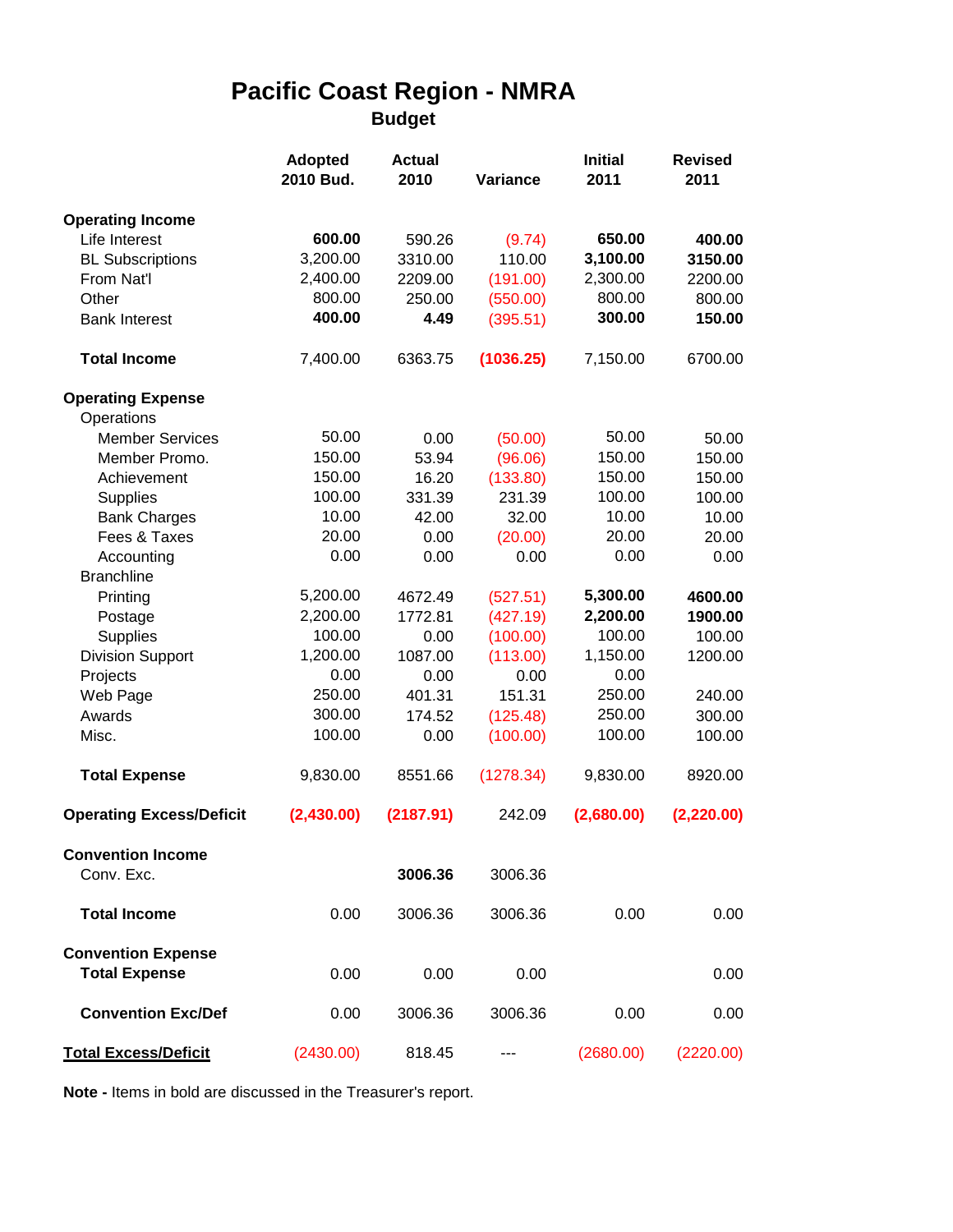# Pacific Coast Region - NMRA

## Budget

| | Adopted 2010 Bud. | Actual 2010 | Variance | Initial 2011 | Revised 2011 |
|---|---|---|---|---|---|
| **Operating Income** | | | | | |
| Life Interest | **600.00** | 590.26 | (9.74) | **650.00** | **400.00** |
| BL Subscriptions | 3,200.00 | 3310.00 | 110.00 | **3,100.00** | **3150.00** |
| From Nat'l | 2,400.00 | 2209.00 | (191.00) | 2,300.00 | 2200.00 |
| Other | 800.00 | 250.00 | (550.00) | 800.00 | 800.00 |
| Bank Interest | **400.00** | **4.49** | (395.51) | **300.00** | **150.00** |
| **Total Income** | 7,400.00 | 6363.75 | **(1036.25)** | 7,150.00 | 6700.00 |
| **Operating Expense** | | | | | |
| Operations | | | | | |
| Member Services | 50.00 | 0.00 | (50.00) | 50.00 | 50.00 |
| Member Promo. | 150.00 | 53.94 | (96.06) | 150.00 | 150.00 |
| Achievement | 150.00 | 16.20 | (133.80) | 150.00 | 150.00 |
| Supplies | 100.00 | 331.39 | 231.39 | 100.00 | 100.00 |
| Bank Charges | 10.00 | 42.00 | 32.00 | 10.00 | 10.00 |
| Fees & Taxes | 20.00 | 0.00 | (20.00) | 20.00 | 20.00 |
| Accounting | 0.00 | 0.00 | 0.00 | 0.00 | 0.00 |
| Branchline | | | | | |
| Printing | 5,200.00 | 4672.49 | (527.51) | **5,300.00** | **4600.00** |
| Postage | 2,200.00 | 1772.81 | (427.19) | **2,200.00** | **1900.00** |
| Supplies | 100.00 | 0.00 | (100.00) | 100.00 | 100.00 |
| Division Support | 1,200.00 | 1087.00 | (113.00) | 1,150.00 | 1200.00 |
| Projects | 0.00 | 0.00 | 0.00 | 0.00 | |
| Web Page | 250.00 | 401.31 | 151.31 | 250.00 | 240.00 |
| Awards | 300.00 | 174.52 | (125.48) | 250.00 | 300.00 |
| Misc. | 100.00 | 0.00 | (100.00) | 100.00 | 100.00 |
| **Total Expense** | 9,830.00 | 8551.66 | (1278.34) | 9,830.00 | 8920.00 |
| **Operating Excess/Deficit** | **(2,430.00)** | **(2187.91)** | 242.09 | **(2,680.00)** | **(2,220.00)** |
| **Convention Income** | | | | | |
| Conv. Exc. | | **3006.36** | 3006.36 | | |
| **Total Income** | 0.00 | 3006.36 | 3006.36 | 0.00 | 0.00 |
| **Convention Expense** | | | | | |
| **Total Expense** | 0.00 | 0.00 | 0.00 | | 0.00 |
| **Convention Exc/Def** | 0.00 | 3006.36 | 3006.36 | 0.00 | 0.00 |
| **Total Excess/Deficit** | (2430.00) | 818.45 | --- | (2680.00) | (2220.00) |

**Note -** Items in bold are discussed in the Treasurer's report.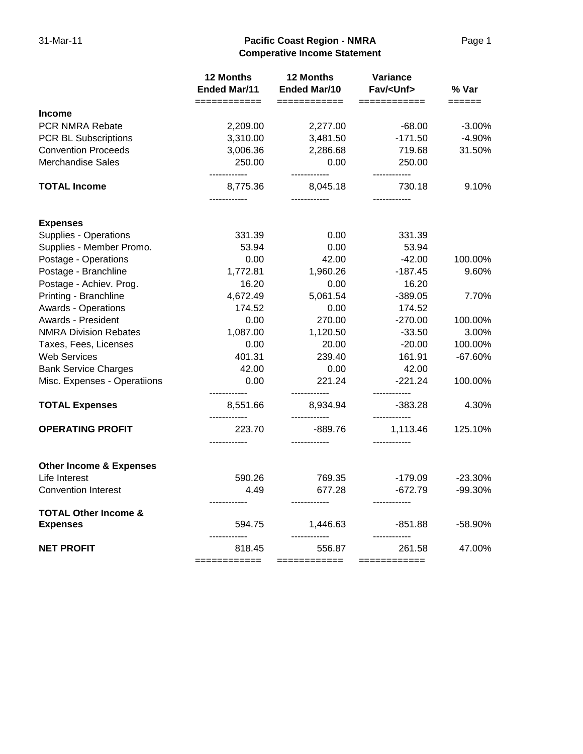31-Mar-11

## Pacific Coast Region - NMRA
## Comperative Income Statement

| | 12 Months Ended Mar/11 | 12 Months Ended Mar/10 | Variance Fav/<Unf> | % Var |
|---|---|---|---|---|
| **Income** | | | | |
| PCR NMRA Rebate | 2,209.00 | 2,277.00 | -68.00 | -3.00% |
| PCR BL Subscriptions | 3,310.00 | 3,481.50 | -171.50 | -4.90% |
| Convention Proceeds | 3,006.36 | 2,286.68 | 719.68 | 31.50% |
| Merchandise Sales | 250.00 | 0.00 | 250.00 | |
| **TOTAL Income** | 8,775.36 | 8,045.18 | 730.18 | 9.10% |
| **Expenses** | | | | |
| Supplies - Operations | 331.39 | 0.00 | 331.39 | |
| Supplies - Member Promo. | 53.94 | 0.00 | 53.94 | |
| Postage - Operations | 0.00 | 42.00 | -42.00 | 100.00% |
| Postage - Branchline | 1,772.81 | 1,960.26 | -187.45 | 9.60% |
| Postage - Achiev. Prog. | 16.20 | 0.00 | 16.20 | |
| Printing - Branchline | 4,672.49 | 5,061.54 | -389.05 | 7.70% |
| Awards - Operations | 174.52 | 0.00 | 174.52 | |
| Awards - President | 0.00 | 270.00 | -270.00 | 100.00% |
| NMRA Division Rebates | 1,087.00 | 1,120.50 | -33.50 | 3.00% |
| Taxes, Fees, Licenses | 0.00 | 20.00 | -20.00 | 100.00% |
| Web Services | 401.31 | 239.40 | 161.91 | -67.60% |
| Bank Service Charges | 42.00 | 0.00 | 42.00 | |
| Misc. Expenses - Operatiions | 0.00 | 221.24 | -221.24 | 100.00% |
| **TOTAL Expenses** | 8,551.66 | 8,934.94 | -383.28 | 4.30% |
| **OPERATING PROFIT** | 223.70 | -889.76 | 1,113.46 | 125.10% |
| **Other Income & Expenses** | | | | |
| Life Interest | 590.26 | 769.35 | -179.09 | -23.30% |
| Convention Interest | 4.49 | 677.28 | -672.79 | -99.30% |
| **TOTAL Other Income & Expenses** | 594.75 | 1,446.63 | -851.88 | -58.90% |
| **NET PROFIT** | 818.45 | 556.87 | 261.58 | 47.00% |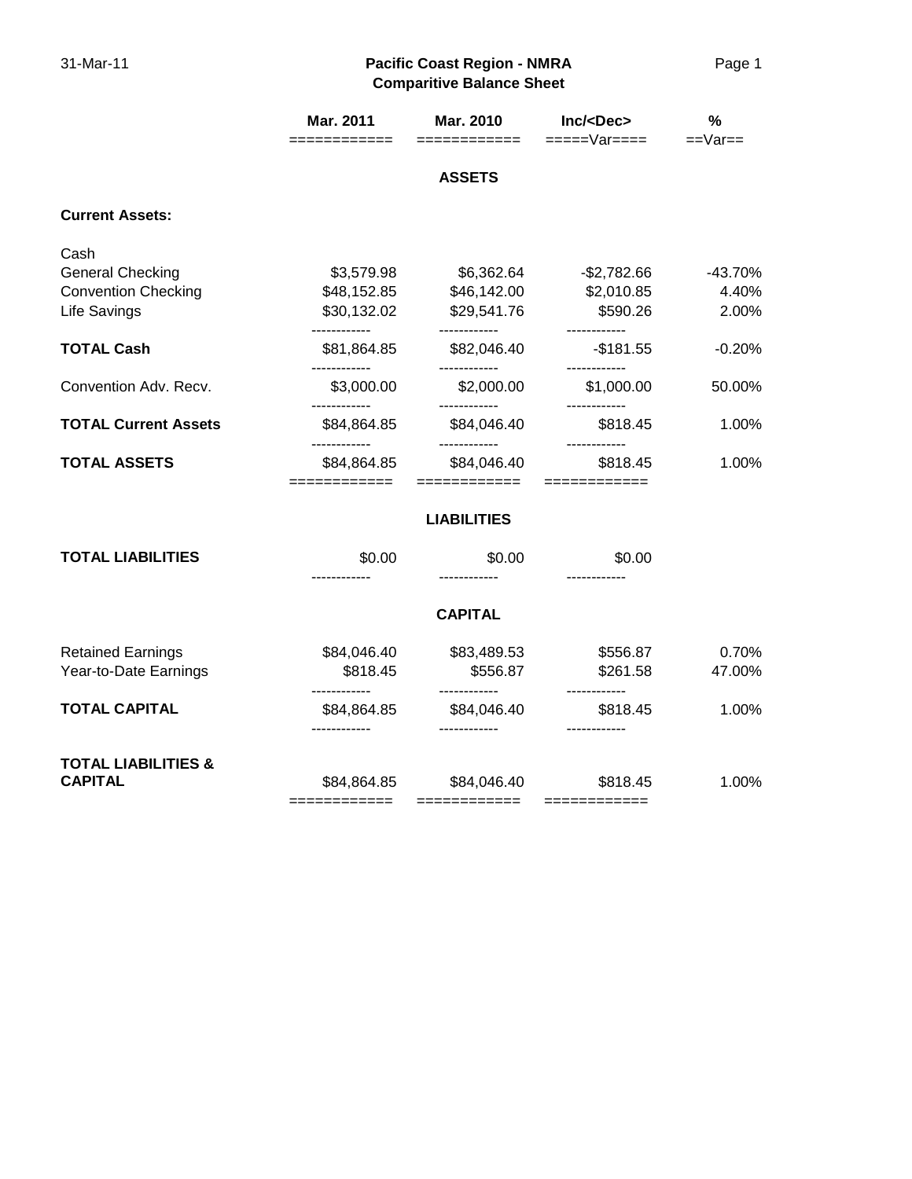31-Mar-11

# Pacific Coast Region - NMRA
## Comparitive Balance Sheet

| | Mar. 2011 | Mar. 2010 | Inc/<Dec> Var | % Var |
|---|---|---|---|---|
| **ASSETS** | | | | |
| **Current Assets:** | | | | |
| Cash | | | | |
| General Checking | $3,579.98 | $6,362.64 | -$2,782.66 | -43.70% |
| Convention Checking | $48,152.85 | $46,142.00 | $2,010.85 | 4.40% |
| Life Savings | $30,132.02 | $29,541.76 | $590.26 | 2.00% |
| **TOTAL Cash** | $81,864.85 | $82,046.40 | -$181.55 | -0.20% |
| Convention Adv. Recv. | $3,000.00 | $2,000.00 | $1,000.00 | 50.00% |
| **TOTAL Current Assets** | $84,864.85 | $84,046.40 | $818.45 | 1.00% |
| **TOTAL ASSETS** | $84,864.85 | $84,046.40 | $818.45 | 1.00% |
| **LIABILITIES** | | | | |
| **TOTAL LIABILITIES** | $0.00 | $0.00 | $0.00 | |
| **CAPITAL** | | | | |
| Retained Earnings | $84,046.40 | $83,489.53 | $556.87 | 0.70% |
| Year-to-Date Earnings | $818.45 | $556.87 | $261.58 | 47.00% |
| **TOTAL CAPITAL** | $84,864.85 | $84,046.40 | $818.45 | 1.00% |
| **TOTAL LIABILITIES & CAPITAL** | $84,864.85 | $84,046.40 | $818.45 | 1.00% |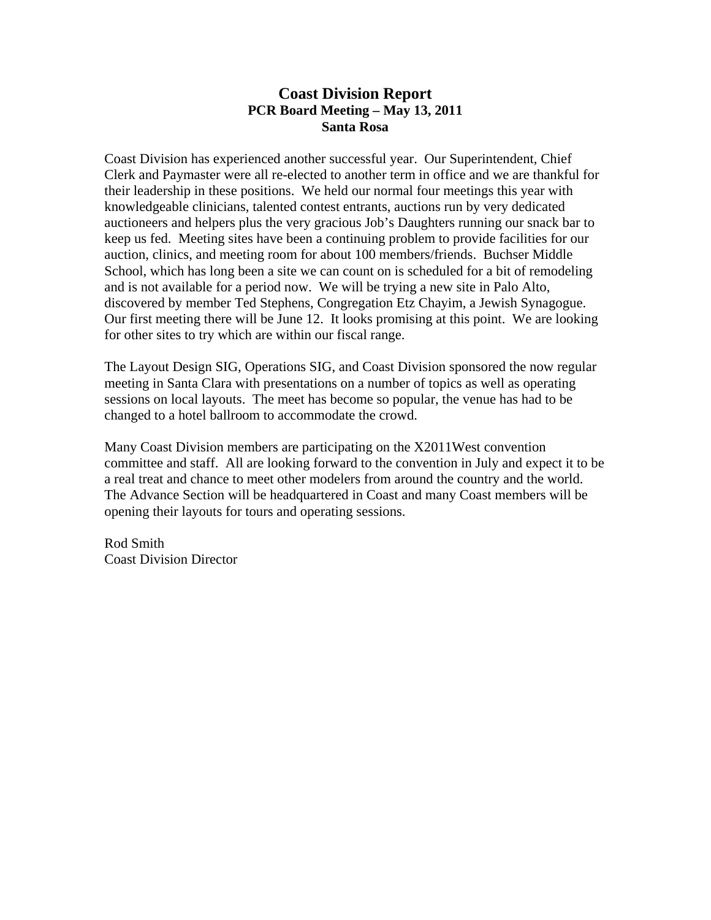# Coast Division Report

**PCR Board Meeting – May 13, 2011**

**Santa Rosa**

Coast Division has experienced another successful year. Our Superintendent, Chief Clerk and Paymaster were all re-elected to another term in office and we are thankful for their leadership in these positions. We held our normal four meetings this year with knowledgeable clinicians, talented contest entrants, auctions run by very dedicated auctioneers and helpers plus the very gracious Job's Daughters running our snack bar to keep us fed. Meeting sites have been a continuing problem to provide facilities for our auction, clinics, and meeting room for about 100 members/friends. Buchser Middle School, which has long been a site we can count on is scheduled for a bit of remodeling and is not available for a period now. We will be trying a new site in Palo Alto, discovered by member Ted Stephens, Congregation Etz Chayim, a Jewish Synagogue. Our first meeting there will be June 12. It looks promising at this point. We are looking for other sites to try which are within our fiscal range.

The Layout Design SIG, Operations SIG, and Coast Division sponsored the now regular meeting in Santa Clara with presentations on a number of topics as well as operating sessions on local layouts. The meet has become so popular, the venue has had to be changed to a hotel ballroom to accommodate the crowd.

Many Coast Division members are participating on the X2011West convention committee and staff. All are looking forward to the convention in July and expect it to be a real treat and chance to meet other modelers from around the country and the world. The Advance Section will be headquartered in Coast and many Coast members will be opening their layouts for tours and operating sessions.

Rod Smith
Coast Division Director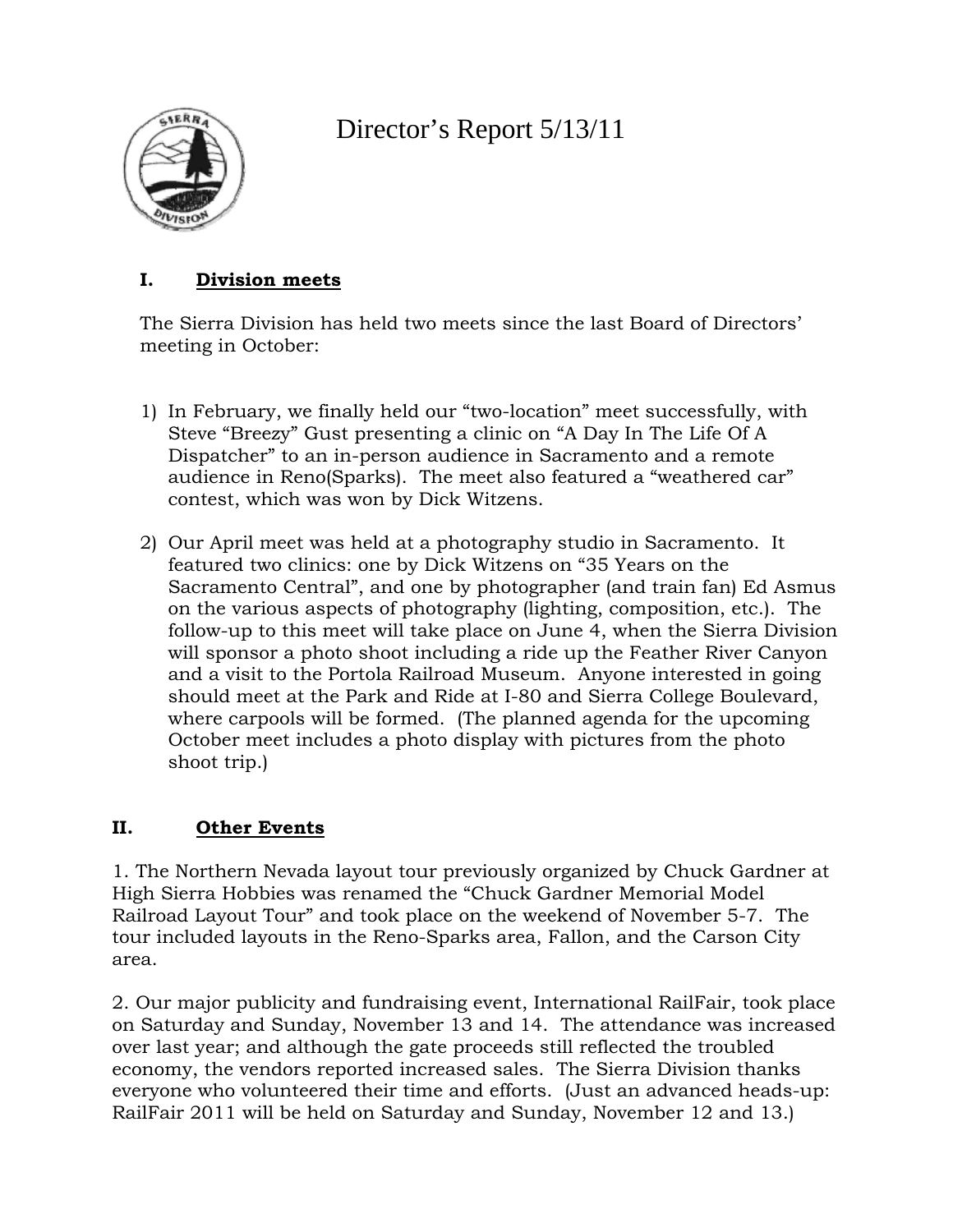# Director's Report 5/13/11

## I. Division meets

The Sierra Division has held two meets since the last Board of Directors' meeting in October:

1) In February, we finally held our "two-location" meet successfully, with Steve "Breezy" Gust presenting a clinic on "A Day In The Life Of A Dispatcher" to an in-person audience in Sacramento and a remote audience in Reno(Sparks). The meet also featured a "weathered car" contest, which was won by Dick Witzens.

2) Our April meet was held at a photography studio in Sacramento. It featured two clinics: one by Dick Witzens on "35 Years on the Sacramento Central", and one by photographer (and train fan) Ed Asmus on the various aspects of photography (lighting, composition, etc.). The follow-up to this meet will take place on June 4, when the Sierra Division will sponsor a photo shoot including a ride up the Feather River Canyon and a visit to the Portola Railroad Museum. Anyone interested in going should meet at the Park and Ride at I-80 and Sierra College Boulevard, where carpools will be formed. (The planned agenda for the upcoming October meet includes a photo display with pictures from the photo shoot trip.)

## II. Other Events

1. The Northern Nevada layout tour previously organized by Chuck Gardner at High Sierra Hobbies was renamed the "Chuck Gardner Memorial Model Railroad Layout Tour" and took place on the weekend of November 5-7. The tour included layouts in the Reno-Sparks area, Fallon, and the Carson City area.

2. Our major publicity and fundraising event, International RailFair, took place on Saturday and Sunday, November 13 and 14. The attendance was increased over last year; and although the gate proceeds still reflected the troubled economy, the vendors reported increased sales. The Sierra Division thanks everyone who volunteered their time and efforts. (Just an advanced heads-up: RailFair 2011 will be held on Saturday and Sunday, November 12 and 13.)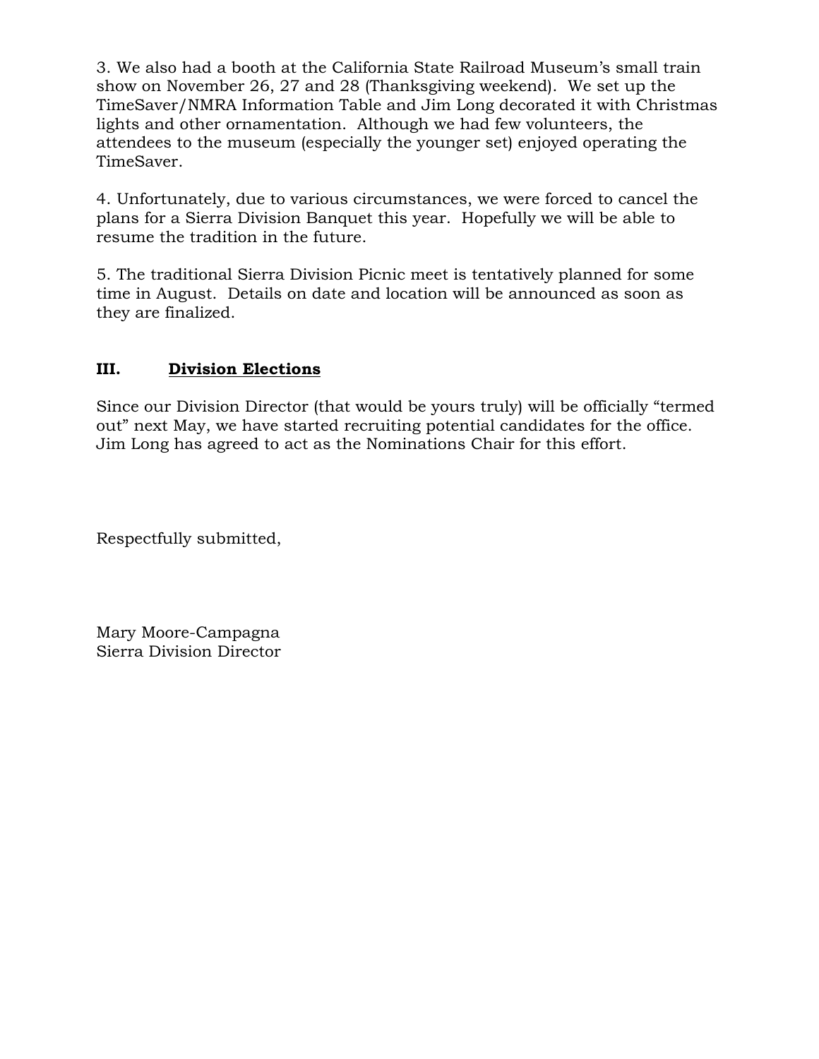3. We also had a booth at the California State Railroad Museum's small train show on November 26, 27 and 28 (Thanksgiving weekend). We set up the TimeSaver/NMRA Information Table and Jim Long decorated it with Christmas lights and other ornamentation. Although we had few volunteers, the attendees to the museum (especially the younger set) enjoyed operating the TimeSaver.

4. Unfortunately, due to various circumstances, we were forced to cancel the plans for a Sierra Division Banquet this year. Hopefully we will be able to resume the tradition in the future.

5. The traditional Sierra Division Picnic meet is tentatively planned for some time in August. Details on date and location will be announced as soon as they are finalized.

## III. <u>Division Elections</u>

Since our Division Director (that would be yours truly) will be officially "termed out" next May, we have started recruiting potential candidates for the office. Jim Long has agreed to act as the Nominations Chair for this effort.

Respectfully submitted,

Mary Moore-Campagna
Sierra Division Director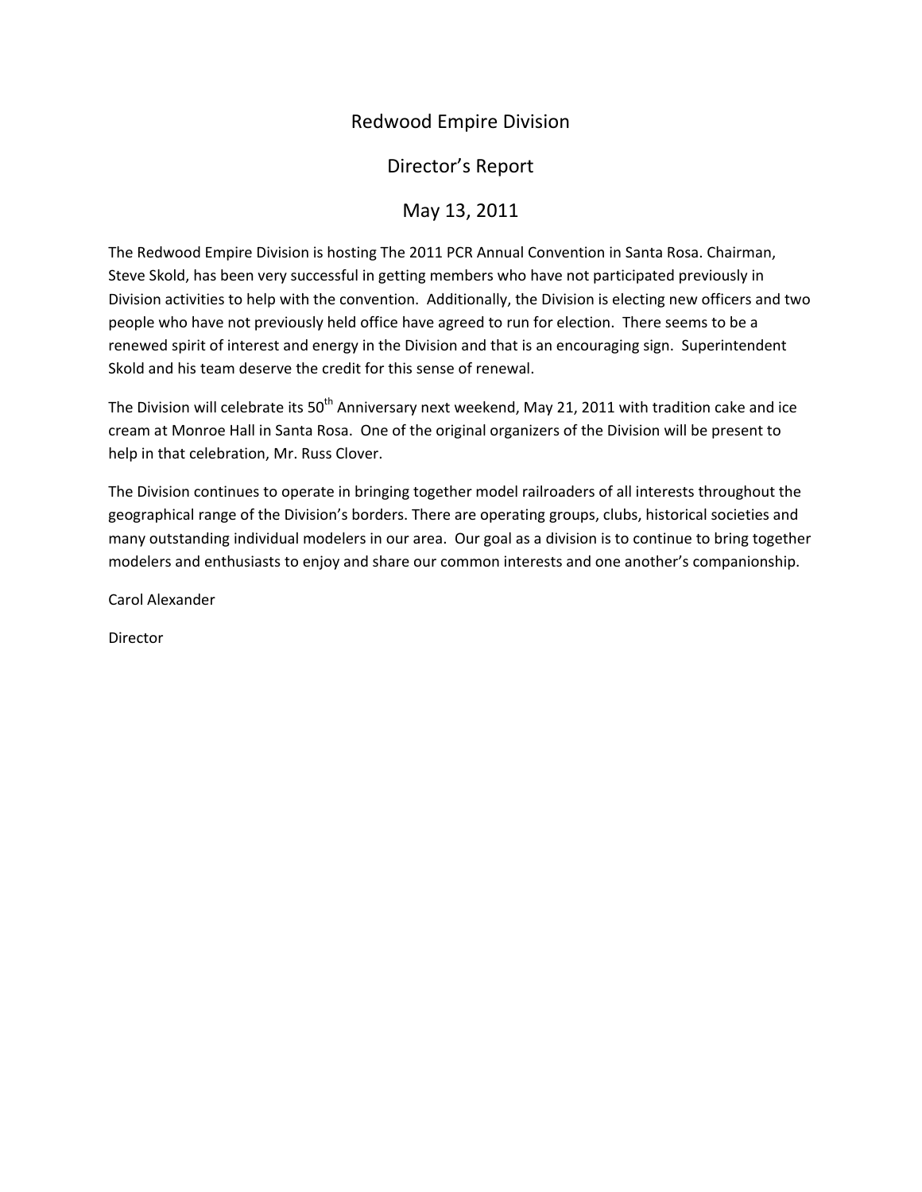# Redwood Empire Division

## Director's Report

## May 13, 2011

The Redwood Empire Division is hosting The 2011 PCR Annual Convention in Santa Rosa. Chairman, Steve Skold, has been very successful in getting members who have not participated previously in Division activities to help with the convention. Additionally, the Division is electing new officers and two people who have not previously held office have agreed to run for election. There seems to be a renewed spirit of interest and energy in the Division and that is an encouraging sign. Superintendent Skold and his team deserve the credit for this sense of renewal.

The Division will celebrate its 50th Anniversary next weekend, May 21, 2011 with tradition cake and ice cream at Monroe Hall in Santa Rosa. One of the original organizers of the Division will be present to help in that celebration, Mr. Russ Clover.

The Division continues to operate in bringing together model railroaders of all interests throughout the geographical range of the Division's borders. There are operating groups, clubs, historical societies and many outstanding individual modelers in our area. Our goal as a division is to continue to bring together modelers and enthusiasts to enjoy and share our common interests and one another's companionship.

Carol Alexander

Director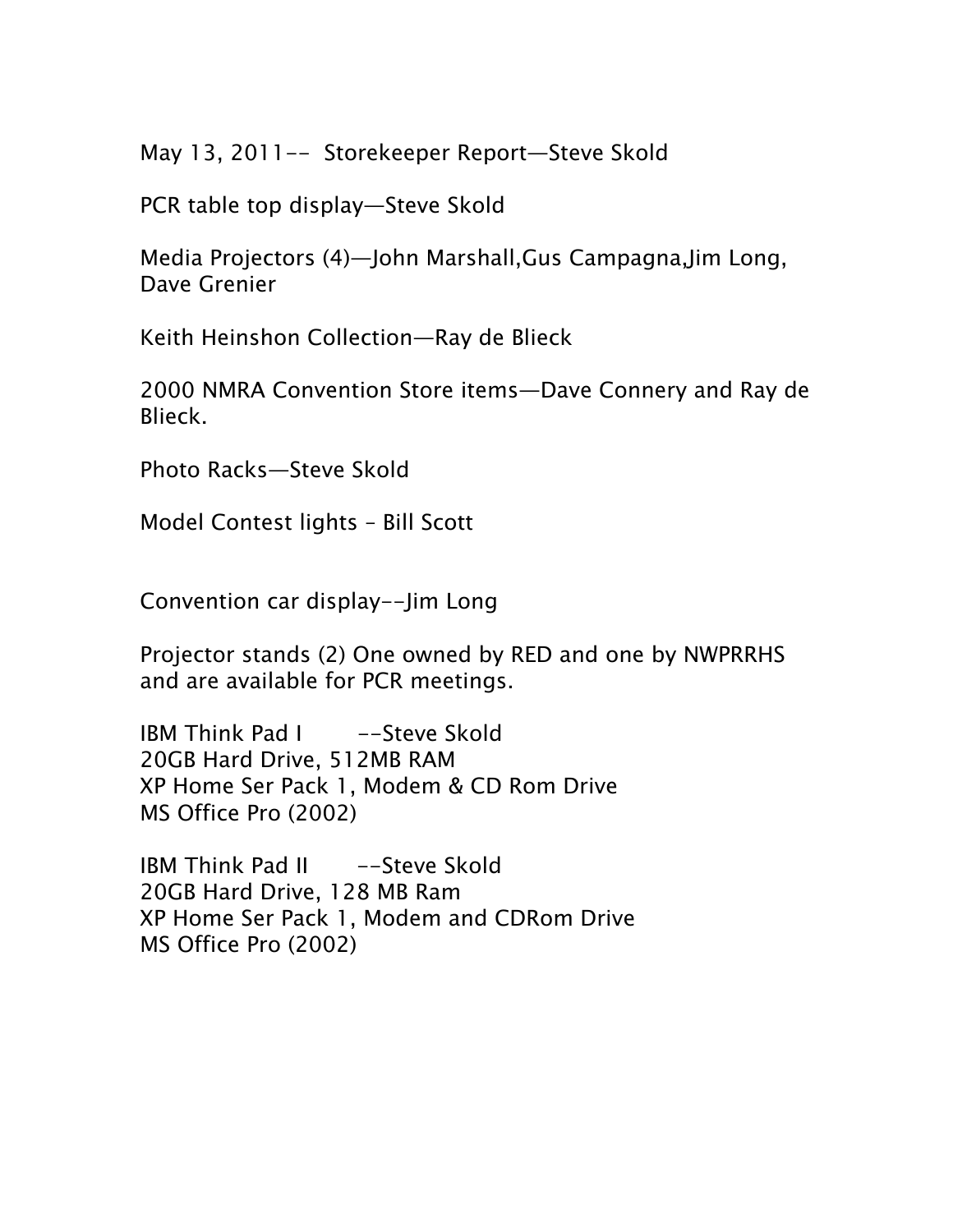May 13, 2011-- Storekeeper Report—Steve Skold

PCR table top display—Steve Skold

Media Projectors (4)—John Marshall,Gus Campagna,Jim Long, Dave Grenier

Keith Heinshon Collection—Ray de Blieck

2000 NMRA Convention Store items—Dave Connery and Ray de Blieck.

Photo Racks—Steve Skold

Model Contest lights – Bill Scott

Convention car display--Jim Long

Projector stands (2) One owned by RED and one by NWPRRHS and are available for PCR meetings.

IBM Think Pad I --Steve Skold
20GB Hard Drive, 512MB RAM
XP Home Ser Pack 1, Modem & CD Rom Drive
MS Office Pro (2002)

IBM Think Pad II --Steve Skold
20GB Hard Drive, 128 MB Ram
XP Home Ser Pack 1, Modem and CDRom Drive
MS Office Pro (2002)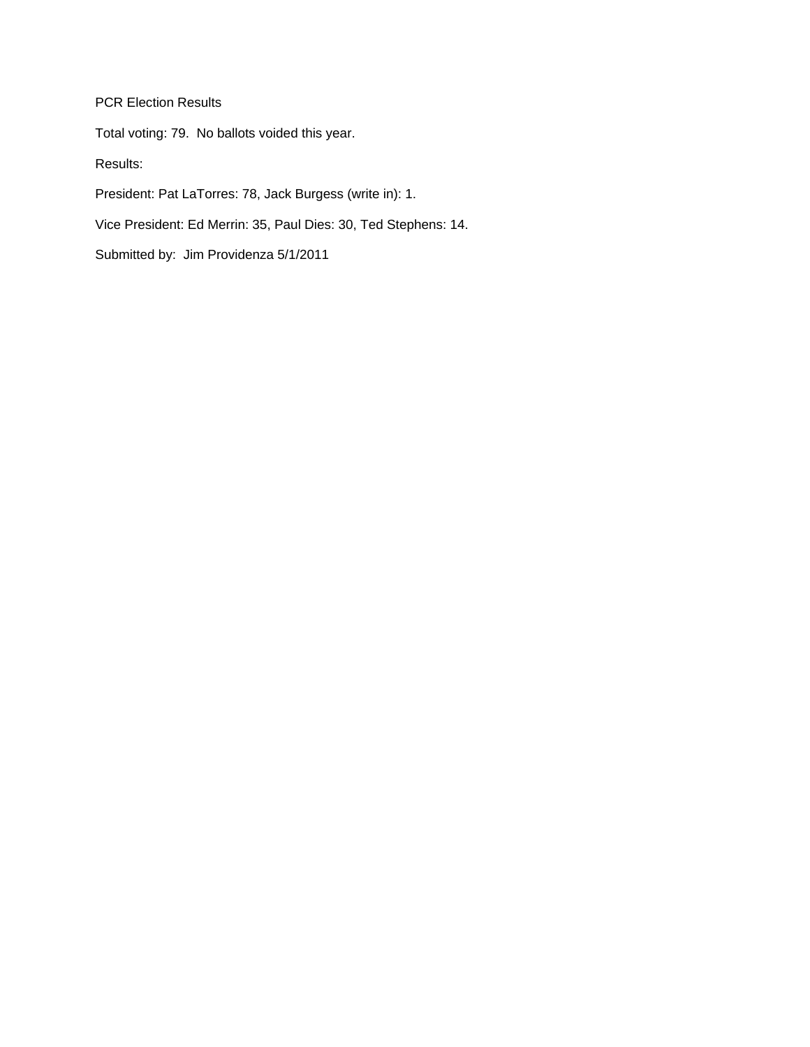PCR Election Results

Total voting: 79. No ballots voided this year.

Results:

President: Pat LaTorres: 78, Jack Burgess (write in): 1.

Vice President: Ed Merrin: 35, Paul Dies: 30, Ted Stephens: 14.

Submitted by: Jim Providenza 5/1/2011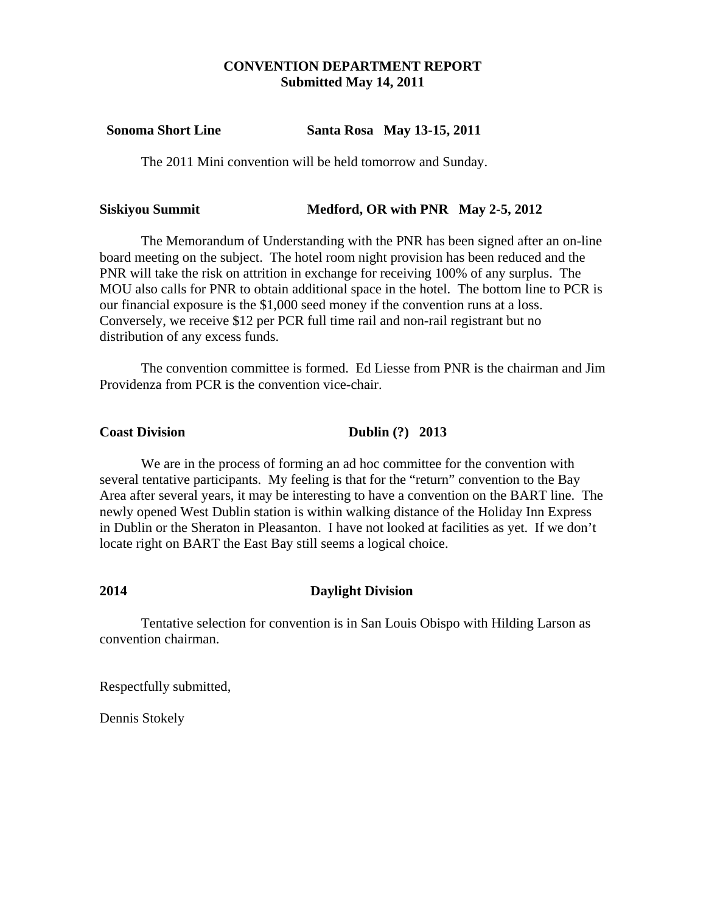# CONVENTION DEPARTMENT REPORT
## Submitted May 14, 2011

**Sonoma Short Line** **Santa Rosa May 13-15, 2011**

The 2011 Mini convention will be held tomorrow and Sunday.

**Siskiyou Summit** **Medford, OR with PNR May 2-5, 2012**

The Memorandum of Understanding with the PNR has been signed after an on-line board meeting on the subject. The hotel room night provision has been reduced and the PNR will take the risk on attrition in exchange for receiving 100% of any surplus. The MOU also calls for PNR to obtain additional space in the hotel. The bottom line to PCR is our financial exposure is the $1,000 seed money if the convention runs at a loss. Conversely, we receive $12 per PCR full time rail and non-rail registrant but no distribution of any excess funds.

The convention committee is formed. Ed Liesse from PNR is the chairman and Jim Providenza from PCR is the convention vice-chair.

**Coast Division** **Dublin (?) 2013**

We are in the process of forming an ad hoc committee for the convention with several tentative participants. My feeling is that for the "return" convention to the Bay Area after several years, it may be interesting to have a convention on the BART line. The newly opened West Dublin station is within walking distance of the Holiday Inn Express in Dublin or the Sheraton in Pleasanton. I have not looked at facilities as yet. If we don't locate right on BART the East Bay still seems a logical choice.

**2014** **Daylight Division**

Tentative selection for convention is in San Louis Obispo with Hilding Larson as convention chairman.

Respectfully submitted,

Dennis Stokely